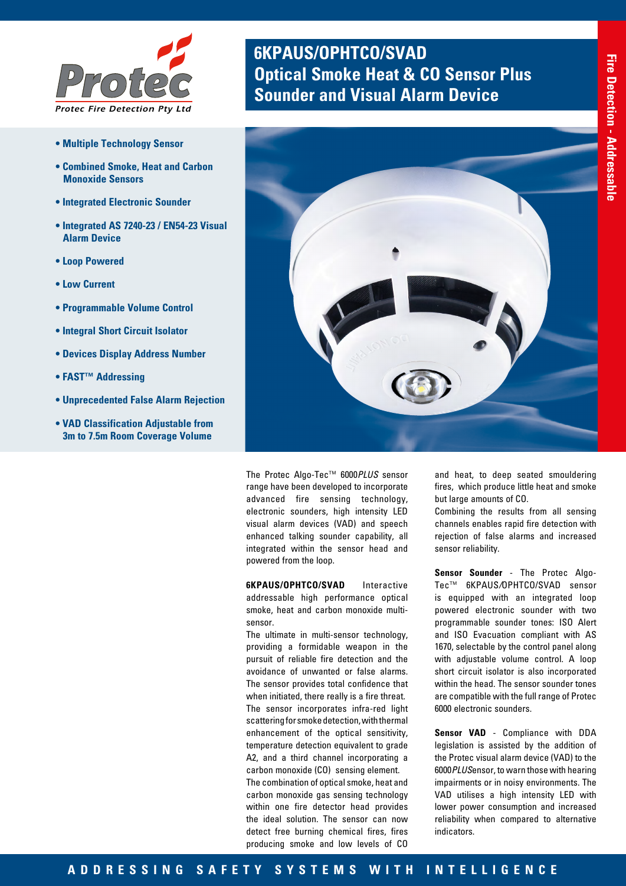Protec Fire Detection Pty Ltd

# 6KPAUS/OPHTCO/SVAD
## Optical Smoke Heat & CO Sensor Plus Sounder and Visual Alarm Device

Fire Detection - Addressable

- **Multiple Technology Sensor**
- **Combined Smoke, Heat and Carbon Monoxide Sensors**
- **Integrated Electronic Sounder**
- **Integrated AS 7240-23 / EN54-23 Visual Alarm Device**
- **Loop Powered**
- **Low Current**
- **Programmable Volume Control**
- **Integral Short Circuit Isolator**
- **Devices Display Address Number**
- **FAST™ Addressing**
- **Unprecedented False Alarm Rejection**
- **VAD Classification Adjustable from 3m to 7.5m Room Coverage Volume**

The Protec Algo-Tec™ 6000*PLUS* sensor range have been developed to incorporate advanced fire sensing technology, electronic sounders, high intensity LED visual alarm devices (VAD) and speech enhanced talking sounder capability, all integrated within the sensor head and powered from the loop.

**6KPAUS/OPHTCO/SVAD** Interactive addressable high performance optical smoke, heat and carbon monoxide multi-sensor.

The ultimate in multi-sensor technology, providing a formidable weapon in the pursuit of reliable fire detection and the avoidance of unwanted or false alarms. The sensor provides total confidence that when initiated, there really is a fire threat. The sensor incorporates infra-red light scattering for smoke detection, with thermal enhancement of the optical sensitivity, temperature detection equivalent to grade A2, and a third channel incorporating a carbon monoxide (CO) sensing element.

The combination of optical smoke, heat and carbon monoxide gas sensing technology within one fire detector head provides the ideal solution. The sensor can now detect free burning chemical fires, fires producing smoke and low levels of CO and heat, to deep seated smouldering fires, which produce little heat and smoke but large amounts of CO.

Combining the results from all sensing channels enables rapid fire detection with rejection of false alarms and increased sensor reliability.

**Sensor Sounder** - The Protec Algo-Tec™ 6KPAUS/OPHTCO/SVAD sensor is equipped with an integrated loop powered electronic sounder with two programmable sounder tones: ISO Alert and ISO Evacuation compliant with AS 1670, selectable by the control panel along with adjustable volume control. A loop short circuit isolator is also incorporated within the head. The sensor sounder tones are compatible with the full range of Protec 6000 electronic sounders.

**Sensor VAD** - Compliance with DDA legislation is assisted by the addition of the Protec visual alarm device (VAD) to the 6000*PLUS*ensor, to warn those with hearing impairments or in noisy environments. The VAD utilises a high intensity LED with lower power consumption and increased reliability when compared to alternative indicators.

ADDRESSING SAFETY SYSTEMS WITH INTELLIGENCE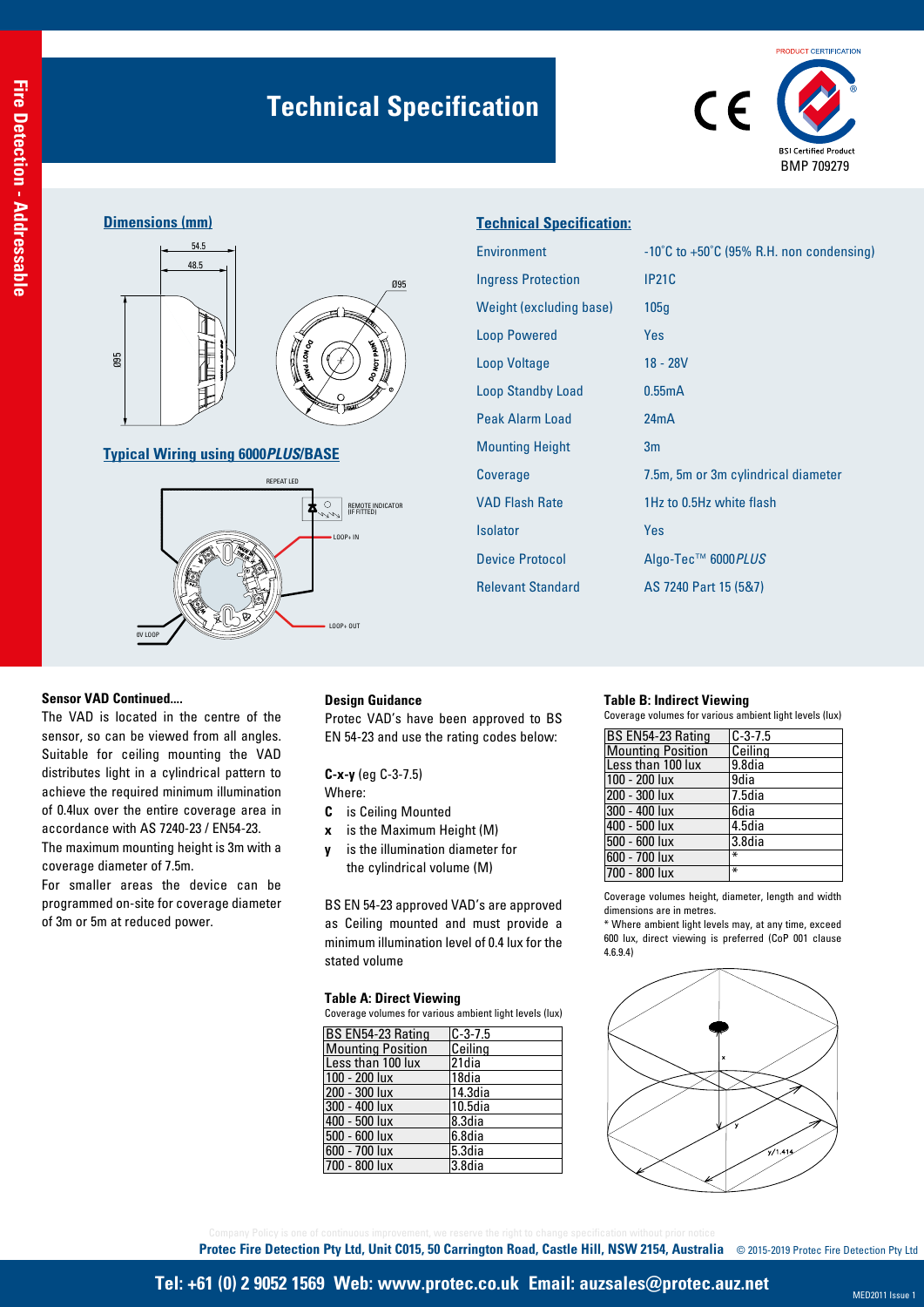# Technical Specification

PRODUCT CERTIFICATION

BSI Certified Product
BMP 709279

## Dimensions (mm)

54.5
48.5
Ø95
Ø95

## Typical Wiring using 6000*PLUS*/BASE

REPEAT LED
REMOTE INDICATOR (IF FITTED)
LOOP+ IN
0V LOOP
LOOP+ OUT

## Technical Specification:

| | |
|---|---|
| Environment | -10°C to +50°C (95% R.H. non condensing) |
| Ingress Protection | IP21C |
| Weight (excluding base) | 105g |
| Loop Powered | Yes |
| Loop Voltage | 18 - 28V |
| Loop Standby Load | 0.55mA |
| Peak Alarm Load | 24mA |
| Mounting Height | 3m |
| Coverage | 7.5m, 5m or 3m cylindrical diameter |
| VAD Flash Rate | 1Hz to 0.5Hz white flash |
| Isolator | Yes |
| Device Protocol | Algo-Tec™ 6000*PLUS* |
| Relevant Standard | AS 7240 Part 15 (5&7) |

**Sensor VAD Continued....**

The VAD is located in the centre of the sensor, so can be viewed from all angles. Suitable for ceiling mounting the VAD distributes light in a cylindrical pattern to achieve the required minimum illumination of 0.4lux over the entire coverage area in accordance with AS 7240-23 / EN54-23.

The maximum mounting height is 3m with a coverage diameter of 7.5m.

For smaller areas the device can be programmed on-site for coverage diameter of 3m or 5m at reduced power.

**Design Guidance**

Protec VAD's have been approved to BS EN 54-23 and use the rating codes below:

**C-x-y** (eg C-3-7.5)

Where:

- **C** is Ceiling Mounted
- **x** is the Maximum Height (M)
- **y** is the illumination diameter for the cylindrical volume (M)

BS EN 54-23 approved VAD's are approved as Ceiling mounted and must provide a minimum illumination level of 0.4 lux for the stated volume

**Table A: Direct Viewing**

Coverage volumes for various ambient light levels (lux)

| BS EN54-23 Rating | C-3-7.5 |
|---|---|
| Mounting Position | Ceiling |
| Less than 100 lux | 21dia |
| 100 - 200 lux | 18dia |
| 200 - 300 lux | 14.3dia |
| 300 - 400 lux | 10.5dia |
| 400 - 500 lux | 8.3dia |
| 500 - 600 lux | 6.8dia |
| 600 - 700 lux | 5.3dia |
| 700 - 800 lux | 3.8dia |

**Table B: Indirect Viewing**

Coverage volumes for various ambient light levels (lux)

| BS EN54-23 Rating | C-3-7.5 |
|---|---|
| Mounting Position | Ceiling |
| Less than 100 lux | 9.8dia |
| 100 - 200 lux | 9dia |
| 200 - 300 lux | 7.5dia |
| 300 - 400 lux | 6dia |
| 400 - 500 lux | 4.5dia |
| 500 - 600 lux | 3.8dia |
| 600 - 700 lux | * |
| 700 - 800 lux | * |

Coverage volumes height, diameter, length and width dimensions are in metres.

* Where ambient light levels may, at any time, exceed 600 lux, direct viewing is preferred (CoP 001 clause 4.6.9.4)

x
y
y/1.414

Company Policy is one of continuous improvement, we reserve the right to change specification without prior notice

**Protec Fire Detection Pty Ltd, Unit C015, 50 Carrington Road, Castle Hill, NSW 2154, Australia** © 2015-2019 Protec Fire Detection Pty Ltd

**Tel: +61 (0) 2 9052 1569 Web: www.protec.co.uk Email: auzsales@protec.auz.net**

MED2011 Issue 1